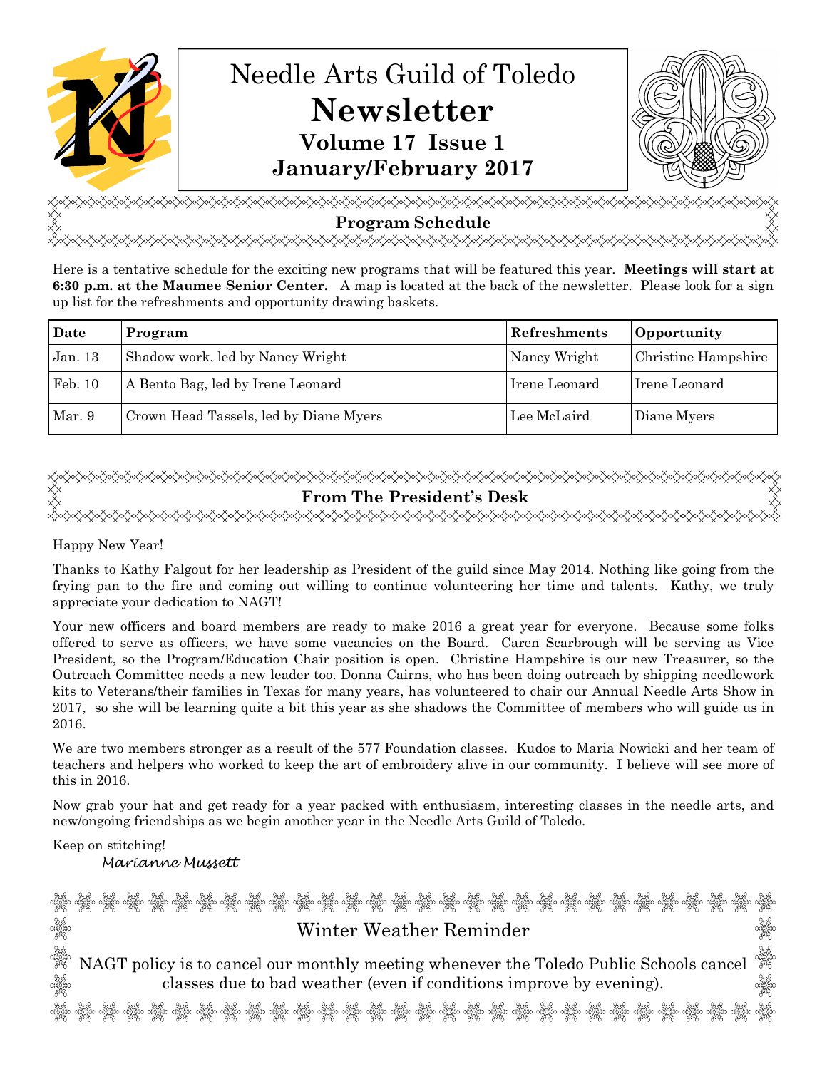# Needle Arts Guild of Toledo

# Newsletter

## Volume 17 Issue 1

## January/February 2017

## Program Schedule

Here is a tentative schedule for the exciting new programs that will be featured this year. **Meetings will start at 6:30 p.m. at the Maumee Senior Center.** A map is located at the back of the newsletter. Please look for a sign up list for the refreshments and opportunity drawing baskets.

| Date | Program | Refreshments | Opportunity |
|---|---|---|---|
| Jan. 13 | Shadow work, led by Nancy Wright | Nancy Wright | Christine Hampshire |
| Feb. 10 | A Bento Bag, led by Irene Leonard | Irene Leonard | Irene Leonard |
| Mar. 9 | Crown Head Tassels, led by Diane Myers | Lee McLaird | Diane Myers |

## From The President's Desk

Happy New Year!

Thanks to Kathy Falgout for her leadership as President of the guild since May 2014. Nothing like going from the frying pan to the fire and coming out willing to continue volunteering her time and talents. Kathy, we truly appreciate your dedication to NAGT!

Your new officers and board members are ready to make 2016 a great year for everyone. Because some folks offered to serve as officers, we have some vacancies on the Board. Caren Scarbrough will be serving as Vice President, so the Program/Education Chair position is open. Christine Hampshire is our new Treasurer, so the Outreach Committee needs a new leader too. Donna Cairns, who has been doing outreach by shipping needlework kits to Veterans/their families in Texas for many years, has volunteered to chair our Annual Needle Arts Show in 2017, so she will be learning quite a bit this year as she shadows the Committee of members who will guide us in 2016.

We are two members stronger as a result of the 577 Foundation classes. Kudos to Maria Nowicki and her team of teachers and helpers who worked to keep the art of embroidery alive in our community. I believe will see more of this in 2016.

Now grab your hat and get ready for a year packed with enthusiasm, interesting classes in the needle arts, and new/ongoing friendships as we begin another year in the Needle Arts Guild of Toledo.

Keep on stitching!

*Marianne Mussett*

## Winter Weather Reminder

NAGT policy is to cancel our monthly meeting whenever the Toledo Public Schools cancel classes due to bad weather (even if conditions improve by evening).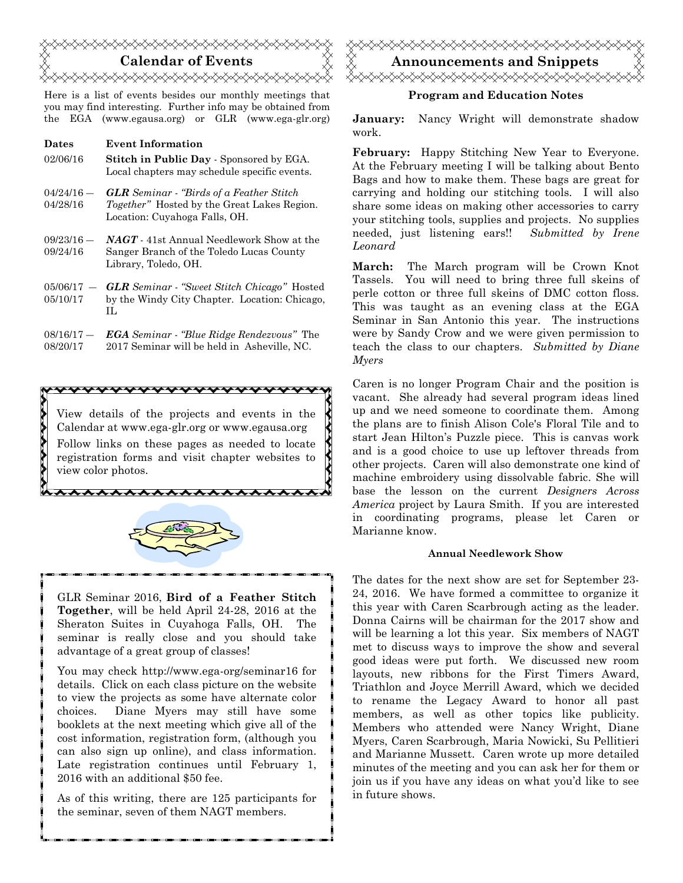## Calendar of Events

Here is a list of events besides our monthly meetings that you may find interesting. Further info may be obtained from the EGA (www.egausa.org) or GLR (www.ega-glr.org)

| Dates | Event Information |
|---|---|
| 02/06/16 | **Stitch in Public Day** - Sponsored by EGA. Local chapters may schedule specific events. |
| 04/24/16 — 04/28/16 | ***GLR** Seminar - "Birds of a Feather Stitch Together"* Hosted by the Great Lakes Region. Location: Cuyahoga Falls, OH. |
| 09/23/16 — 09/24/16 | ***NAGT*** - 41st Annual Needlework Show at the Sanger Branch of the Toledo Lucas County Library, Toledo, OH. |
| 05/06/17 — 05/10/17 | ***GLR** Seminar - "Sweet Stitch Chicago"* Hosted by the Windy City Chapter. Location: Chicago, IL |
| 08/16/17 — 08/20/17 | ***EGA** Seminar - "Blue Ridge Rendezvous"* The 2017 Seminar will be held in Asheville, NC. |

View details of the projects and events in the Calendar at www.ega-glr.org or www.egausa.org

Follow links on these pages as needed to locate registration forms and visit chapter websites to view color photos.

GLR Seminar 2016, **Bird of a Feather Stitch Together**, will be held April 24-28, 2016 at the Sheraton Suites in Cuyahoga Falls, OH. The seminar is really close and you should take advantage of a great group of classes!

You may check http://www.ega-org/seminar16 for details. Click on each class picture on the website to view the projects as some have alternate color choices. Diane Myers may still have some booklets at the next meeting which give all of the cost information, registration form, (although you can also sign up online), and class information. Late registration continues until February 1, 2016 with an additional $50 fee.

As of this writing, there are 125 participants for the seminar, seven of them NAGT members.

## Announcements and Snippets

### Program and Education Notes

**January:** Nancy Wright will demonstrate shadow work.

**February:** Happy Stitching New Year to Everyone. At the February meeting I will be talking about Bento Bags and how to make them. These bags are great for carrying and holding our stitching tools. I will also share some ideas on making other accessories to carry your stitching tools, supplies and projects. No supplies needed, just listening ears!! *Submitted by Irene Leonard*

**March:** The March program will be Crown Knot Tassels. You will need to bring three full skeins of perle cotton or three full skeins of DMC cotton floss. This was taught as an evening class at the EGA Seminar in San Antonio this year. The instructions were by Sandy Crow and we were given permission to teach the class to our chapters. *Submitted by Diane Myers*

Caren is no longer Program Chair and the position is vacant. She already had several program ideas lined up and we need someone to coordinate them. Among the plans are to finish Alison Cole's Floral Tile and to start Jean Hilton's Puzzle piece. This is canvas work and is a good choice to use up leftover threads from other projects. Caren will also demonstrate one kind of machine embroidery using dissolvable fabric. She will base the lesson on the current *Designers Across America* project by Laura Smith. If you are interested in coordinating programs, please let Caren or Marianne know.

### Annual Needlework Show

The dates for the next show are set for September 23-24, 2016. We have formed a committee to organize it this year with Caren Scarbrough acting as the leader. Donna Cairns will be chairman for the 2017 show and will be learning a lot this year. Six members of NAGT met to discuss ways to improve the show and several good ideas were put forth. We discussed new room layouts, new ribbons for the First Timers Award, Triathlon and Joyce Merrill Award, which we decided to rename the Legacy Award to honor all past members, as well as other topics like publicity. Members who attended were Nancy Wright, Diane Myers, Caren Scarbrough, Maria Nowicki, Su Pellitieri and Marianne Mussett. Caren wrote up more detailed minutes of the meeting and you can ask her for them or join us if you have any ideas on what you'd like to see in future shows.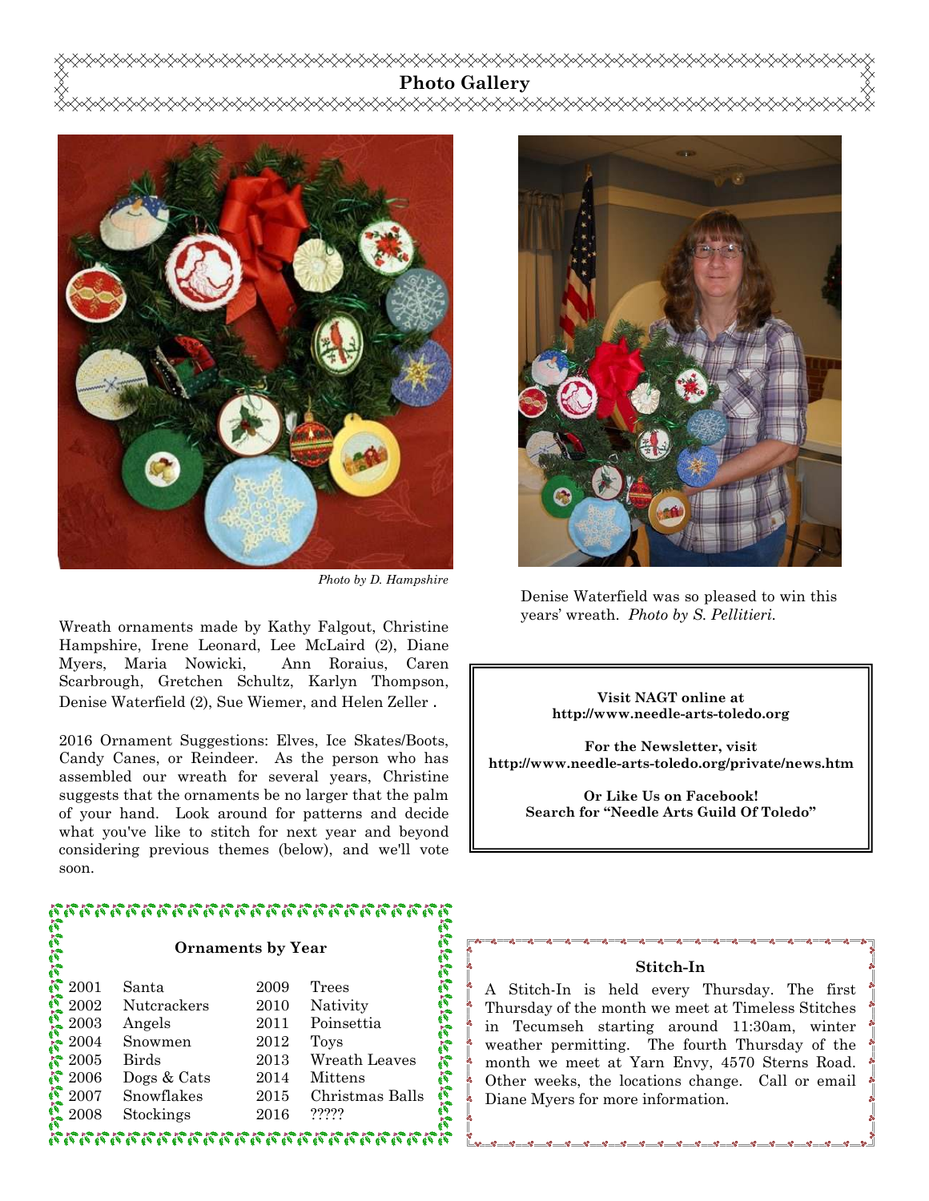## Photo Gallery

*Photo by D. Hampshire*

Wreath ornaments made by Kathy Falgout, Christine Hampshire, Irene Leonard, Lee McLaird (2), Diane Myers, Maria Nowicki, Ann Roraius, Caren Scarbrough, Gretchen Schultz, Karlyn Thompson, Denise Waterfield (2), Sue Wiemer, and Helen Zeller .

2016 Ornament Suggestions: Elves, Ice Skates/Boots, Candy Canes, or Reindeer. As the person who has assembled our wreath for several years, Christine suggests that the ornaments be no larger that the palm of your hand. Look around for patterns and decide what you've like to stitch for next year and beyond considering previous themes (below), and we'll vote soon.

Denise Waterfield was so pleased to win this years' wreath. *Photo by S. Pellitieri.*

**Visit NAGT online at http://www.needle-arts-toledo.org**

**For the Newsletter, visit http://www.needle-arts-toledo.org/private/news.htm**

**Or Like Us on Facebook! Search for "Needle Arts Guild Of Toledo"**

### Ornaments by Year

| Year | Theme | Year | Theme |
|---|---|---|---|
| 2001 | Santa | 2009 | Trees |
| 2002 | Nutcrackers | 2010 | Nativity |
| 2003 | Angels | 2011 | Poinsettia |
| 2004 | Snowmen | 2012 | Toys |
| 2005 | Birds | 2013 | Wreath Leaves |
| 2006 | Dogs & Cats | 2014 | Mittens |
| 2007 | Snowflakes | 2015 | Christmas Balls |
| 2008 | Stockings | 2016 | ????? |

### Stitch-In

A Stitch-In is held every Thursday. The first Thursday of the month we meet at Timeless Stitches in Tecumseh starting around 11:30am, winter weather permitting. The fourth Thursday of the month we meet at Yarn Envy, 4570 Sterns Road. Other weeks, the locations change. Call or email Diane Myers for more information.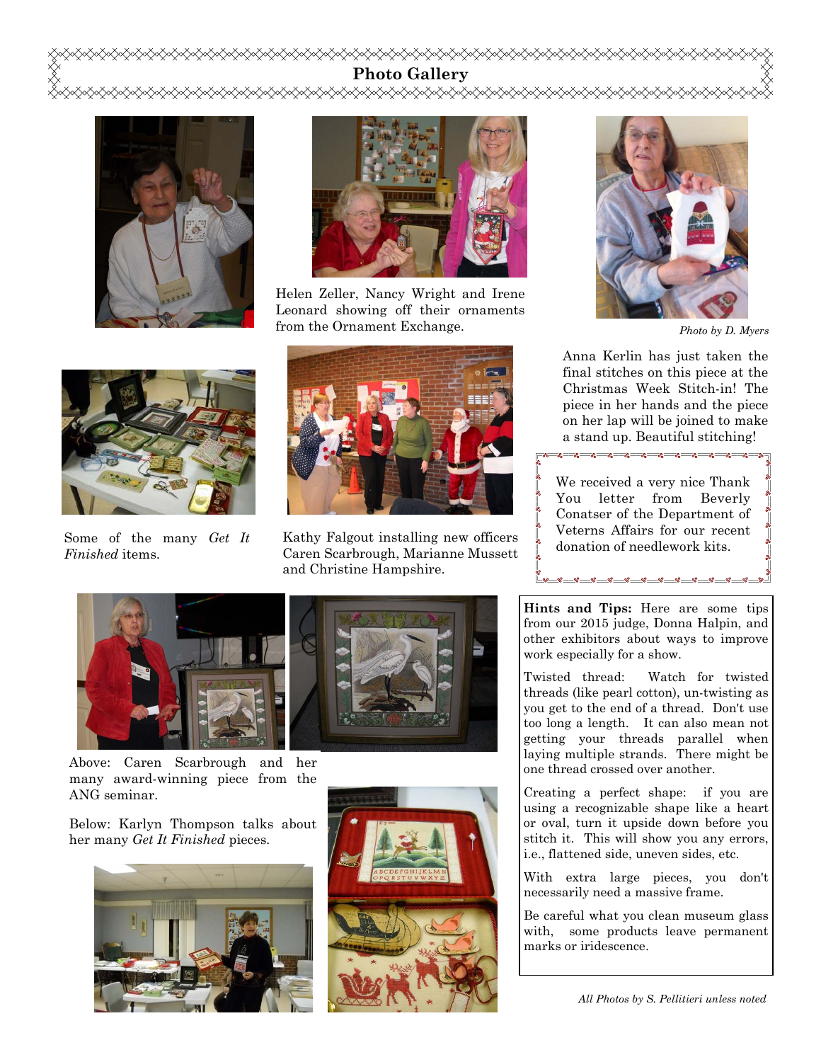## Photo Gallery

Helen Zeller, Nancy Wright and Irene Leonard showing off their ornaments from the Ornament Exchange.

*Photo by D. Myers*

Anna Kerlin has just taken the final stitches on this piece at the Christmas Week Stitch-in! The piece in her hands and the piece on her lap will be joined to make a stand up. Beautiful stitching!

Some of the many *Get It Finished* items.

Kathy Falgout installing new officers Caren Scarbrough, Marianne Mussett and Christine Hampshire.

We received a very nice Thank You letter from Beverly Conatser of the Department of Veterns Affairs for our recent donation of needlework kits.

Above: Caren Scarbrough and her many award-winning piece from the ANG seminar.

Below: Karlyn Thompson talks about her many *Get It Finished* pieces.

**Hints and Tips:** Here are some tips from our 2015 judge, Donna Halpin, and other exhibitors about ways to improve work especially for a show.

Twisted thread: Watch for twisted threads (like pearl cotton), un-twisting as you get to the end of a thread. Don't use too long a length. It can also mean not getting your threads parallel when laying multiple strands. There might be one thread crossed over another.

Creating a perfect shape: if you are using a recognizable shape like a heart or oval, turn it upside down before you stitch it. This will show you any errors, i.e., flattened side, uneven sides, etc.

With extra large pieces, you don't necessarily need a massive frame.

Be careful what you clean museum glass with, some products leave permanent marks or iridescence.

*All Photos by S. Pellitieri unless noted*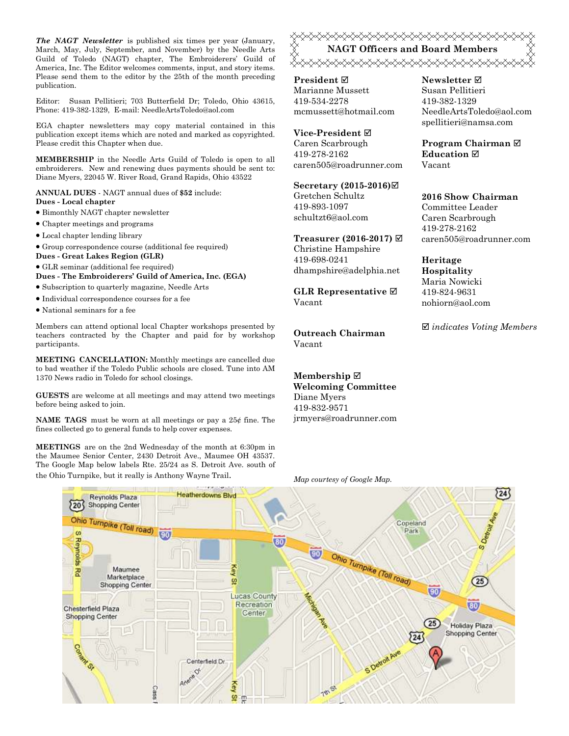***The NAGT Newsletter*** is published six times per year (January, March, May, July, September, and November) by the Needle Arts Guild of Toledo (NAGT) chapter, The Embroiderers' Guild of America, Inc. The Editor welcomes comments, input, and story items. Please send them to the editor by the 25th of the month preceding publication.

Editor: Susan Pellitieri; 703 Butterfield Dr; Toledo, Ohio 43615, Phone: 419-382-1329, E-mail: NeedleArtsToledo@aol.com

EGA chapter newsletters may copy material contained in this publication except items which are noted and marked as copyrighted. Please credit this Chapter when due.

**MEMBERSHIP** in the Needle Arts Guild of Toledo is open to all embroiderers. New and renewing dues payments should be sent to: Diane Myers, 22045 W. River Road, Grand Rapids, Ohio 43522

**ANNUAL DUES** - NAGT annual dues of **$52** include:

**Dues - Local chapter**

- Bimonthly NAGT chapter newsletter
- Chapter meetings and programs
- Local chapter lending library
- Group correspondence course (additional fee required)

**Dues - Great Lakes Region (GLR)**

- GLR seminar (additional fee required)

**Dues - The Embroiderers' Guild of America, Inc. (EGA)**

- Subscription to quarterly magazine, Needle Arts
- Individual correspondence courses for a fee
- National seminars for a fee

Members can attend optional local Chapter workshops presented by teachers contracted by the Chapter and paid for by workshop participants.

**MEETING CANCELLATION:** Monthly meetings are cancelled due to bad weather if the Toledo Public schools are closed. Tune into AM 1370 News radio in Toledo for school closings.

**GUESTS** are welcome at all meetings and may attend two meetings before being asked to join.

**NAME TAGS** must be worn at all meetings or pay a 25¢ fine. The fines collected go to general funds to help cover expenses.

**MEETINGS** are on the 2nd Wednesday of the month at 6:30pm in the Maumee Senior Center, 2430 Detroit Ave., Maumee OH 43537. The Google Map below labels Rte. 25/24 as S. Detroit Ave. south of the Ohio Turnpike, but it really is Anthony Wayne Trail.

## NAGT Officers and Board Members

**President** ☑
Marianne Mussett
419-534-2278
mcmussett@hotmail.com

**Vice-President** ☑
Caren Scarbrough
419-278-2162
caren505@roadrunner.com

**Secretary (2015-2016)**☑
Gretchen Schultz
419-893-1097
schultzt6@aol.com

**Treasurer (2016-2017)** ☑
Christine Hampshire
419-698-0241
dhampshire@adelphia.net

**GLR Representative** ☑
Vacant

**Outreach Chairman**
Vacant

**Membership** ☑
**Welcoming Committee**
Diane Myers
419-832-9571
jrmyers@roadrunner.com

**Newsletter** ☑
Susan Pellitieri
419-382-1329
NeedleArtsToledo@aol.com
spellitieri@namsa.com

**Program Chairman** ☑
**Education** ☑
Vacant

**2016 Show Chairman**
Committee Leader
Caren Scarbrough
419-278-2162
caren505@roadrunner.com

**Heritage**
**Hospitality**
Maria Nowicki
419-824-9631
nohiorn@aol.com

☑ *indicates Voting Members*

*Map courtesy of Google Map.*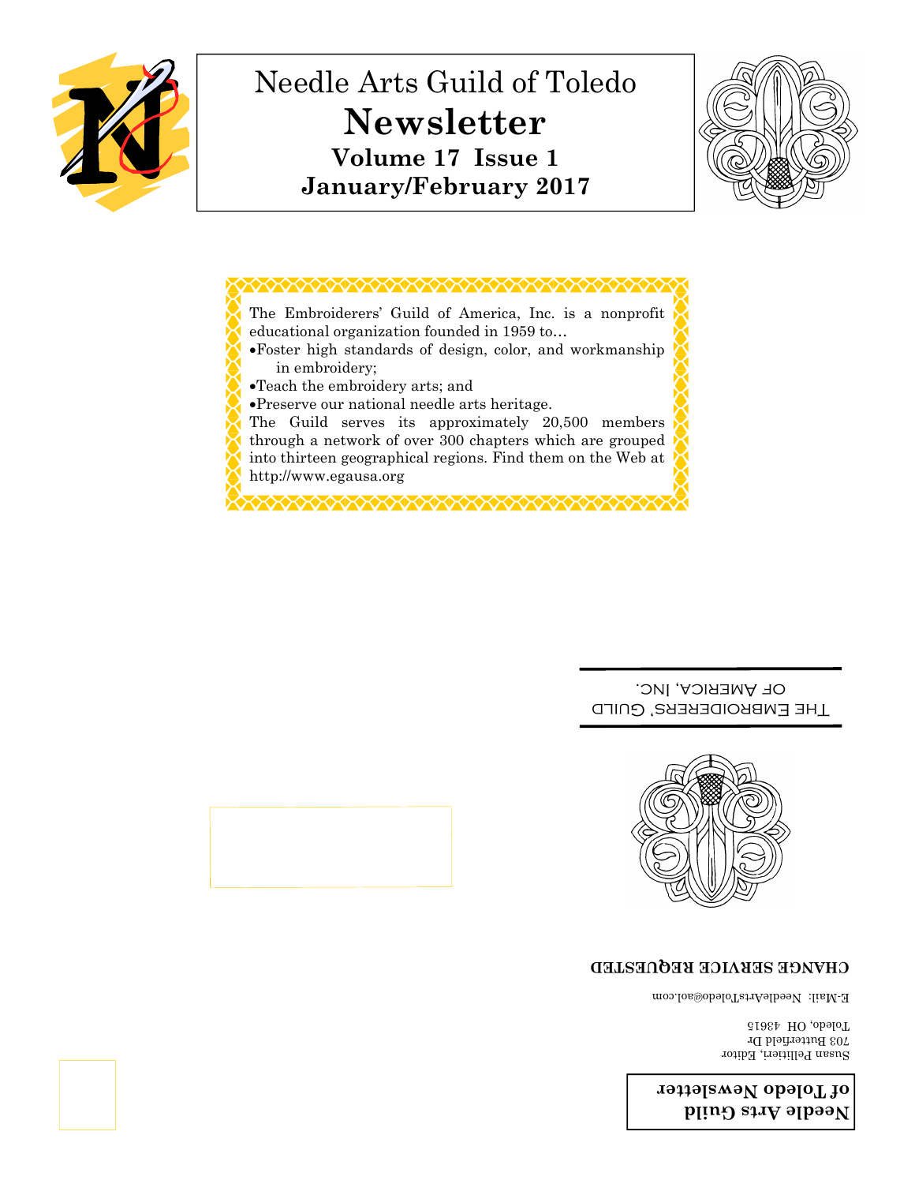# Needle Arts Guild of Toledo

# Newsletter

## Volume 17 Issue 1

## January/February 2017

The Embroiderers' Guild of America, Inc. is a nonprofit educational organization founded in 1959 to…

- Foster high standards of design, color, and workmanship in embroidery;
- Teach the embroidery arts; and
- Preserve our national needle arts heritage.

The Guild serves its approximately 20,500 members through a network of over 300 chapters which are grouped into thirteen geographical regions. Find them on the Web at http://www.egausa.org

THE EMBROIDERERS' GUILD OF AMERICA, INC.

**CHANGE SERVICE REQUESTED**

E-Mail: NeedleArtsToledo@aol.com

Toledo, OH 43615
703 Butterfield Dr
Susan Pellitieri, Editor

**Needle Arts Guild of Toledo Newsletter**